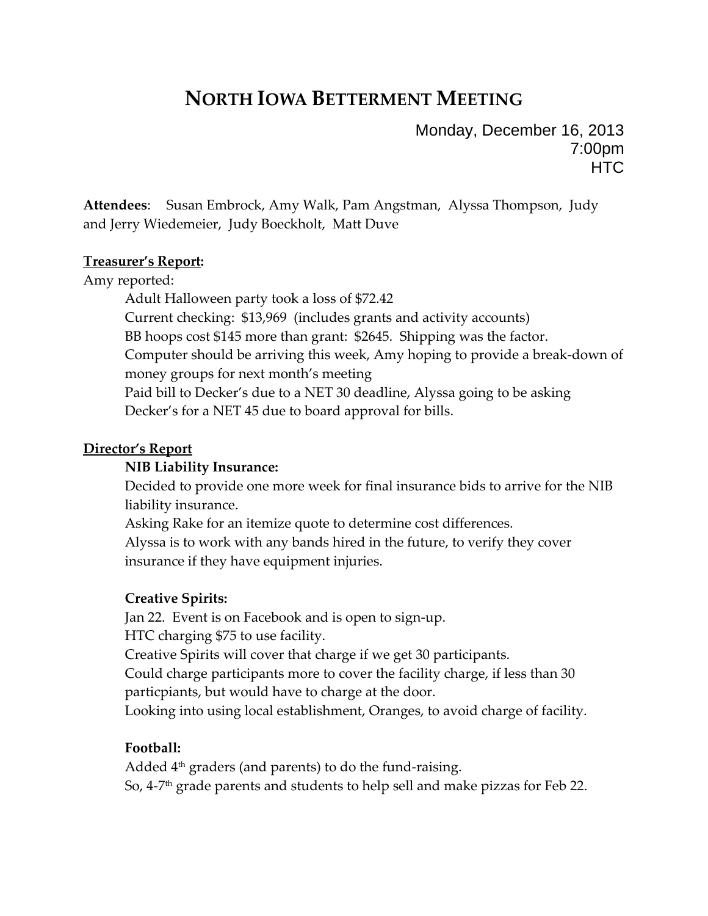# North Iowa Betterment Meeting

Monday, December 16, 2013
7:00pm
HTC

**Attendees**: Susan Embrock, Amy Walk, Pam Angstman, Alyssa Thompson, Judy and Jerry Wiedemeier, Judy Boeckholt, Matt Duve

**Treasurer's Report:**

Amy reported:

Adult Halloween party took a loss of $72.42
Current checking: $13,969 (includes grants and activity accounts)
BB hoops cost $145 more than grant: $2645. Shipping was the factor.
Computer should be arriving this week, Amy hoping to provide a break-down of money groups for next month's meeting
Paid bill to Decker's due to a NET 30 deadline, Alyssa going to be asking Decker's for a NET 45 due to board approval for bills.

**Director's Report**

**NIB Liability Insurance:**

Decided to provide one more week for final insurance bids to arrive for the NIB liability insurance.
Asking Rake for an itemize quote to determine cost differences.
Alyssa is to work with any bands hired in the future, to verify they cover insurance if they have equipment injuries.

**Creative Spirits:**

Jan 22. Event is on Facebook and is open to sign-up.
HTC charging $75 to use facility.
Creative Spirits will cover that charge if we get 30 participants.
Could charge participants more to cover the facility charge, if less than 30 particpiants, but would have to charge at the door.
Looking into using local establishment, Oranges, to avoid charge of facility.

**Football:**

Added 4th graders (and parents) to do the fund-raising.
So, 4-7th grade parents and students to help sell and make pizzas for Feb 22.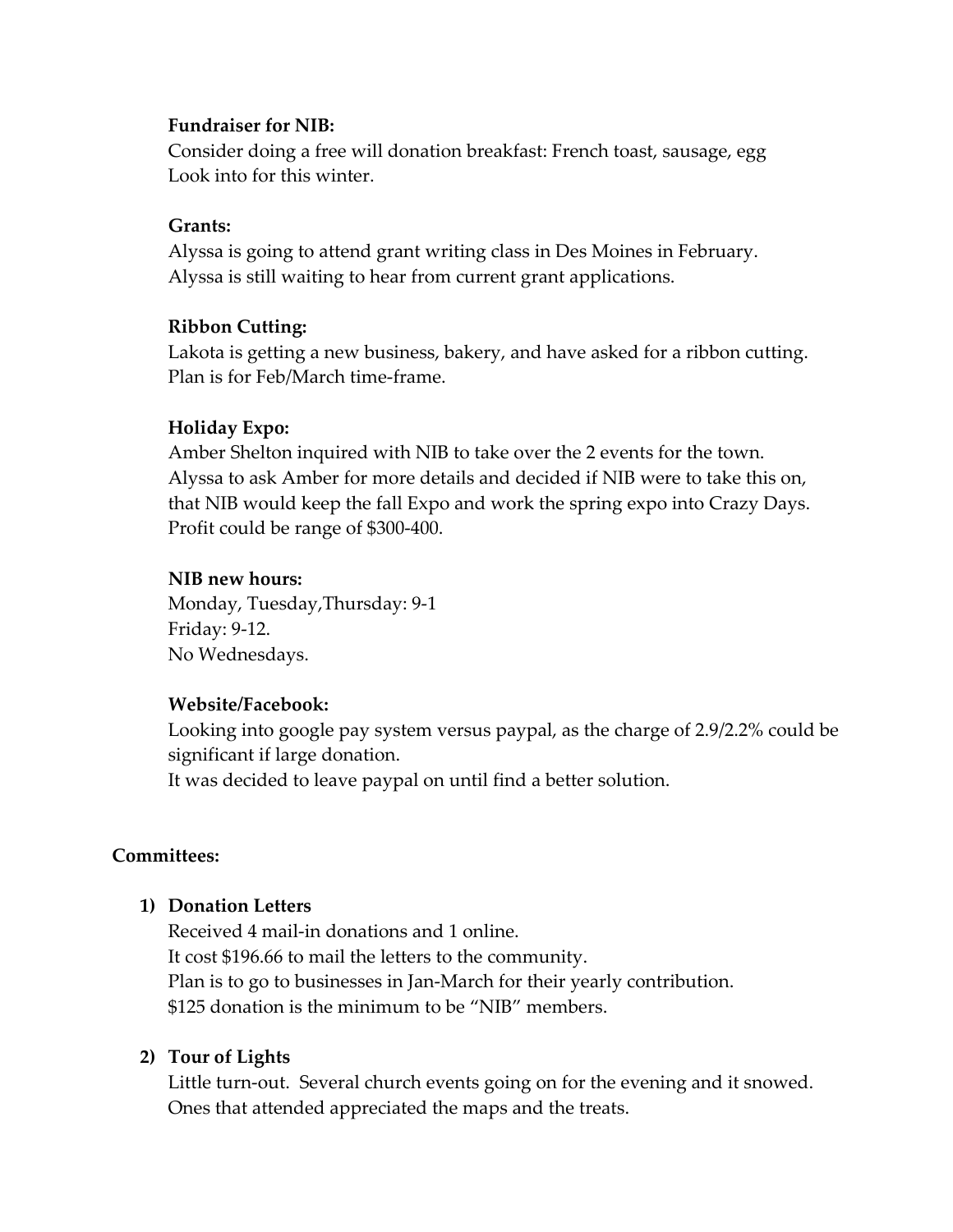**Fundraiser for NIB:**
Consider doing a free will donation breakfast: French toast, sausage, egg
Look into for this winter.

**Grants:**
Alyssa is going to attend grant writing class in Des Moines in February.
Alyssa is still waiting to hear from current grant applications.

**Ribbon Cutting:**
Lakota is getting a new business, bakery, and have asked for a ribbon cutting.
Plan is for Feb/March time-frame.

**Holiday Expo:**
Amber Shelton inquired with NIB to take over the 2 events for the town.
Alyssa to ask Amber for more details and decided if NIB were to take this on, that NIB would keep the fall Expo and work the spring expo into Crazy Days.
Profit could be range of $300-400.

**NIB new hours:**
Monday, Tuesday,Thursday: 9-1
Friday: 9-12.
No Wednesdays.

**Website/Facebook:**
Looking into google pay system versus paypal, as the charge of 2.9/2.2% could be significant if large donation.
It was decided to leave paypal on until find a better solution.

## Committees:

**1) Donation Letters**

Received 4 mail-in donations and 1 online.
It cost $196.66 to mail the letters to the community.
Plan is to go to businesses in Jan-March for their yearly contribution.
$125 donation is the minimum to be "NIB" members.

**2) Tour of Lights**

Little turn-out. Several church events going on for the evening and it snowed.
Ones that attended appreciated the maps and the treats.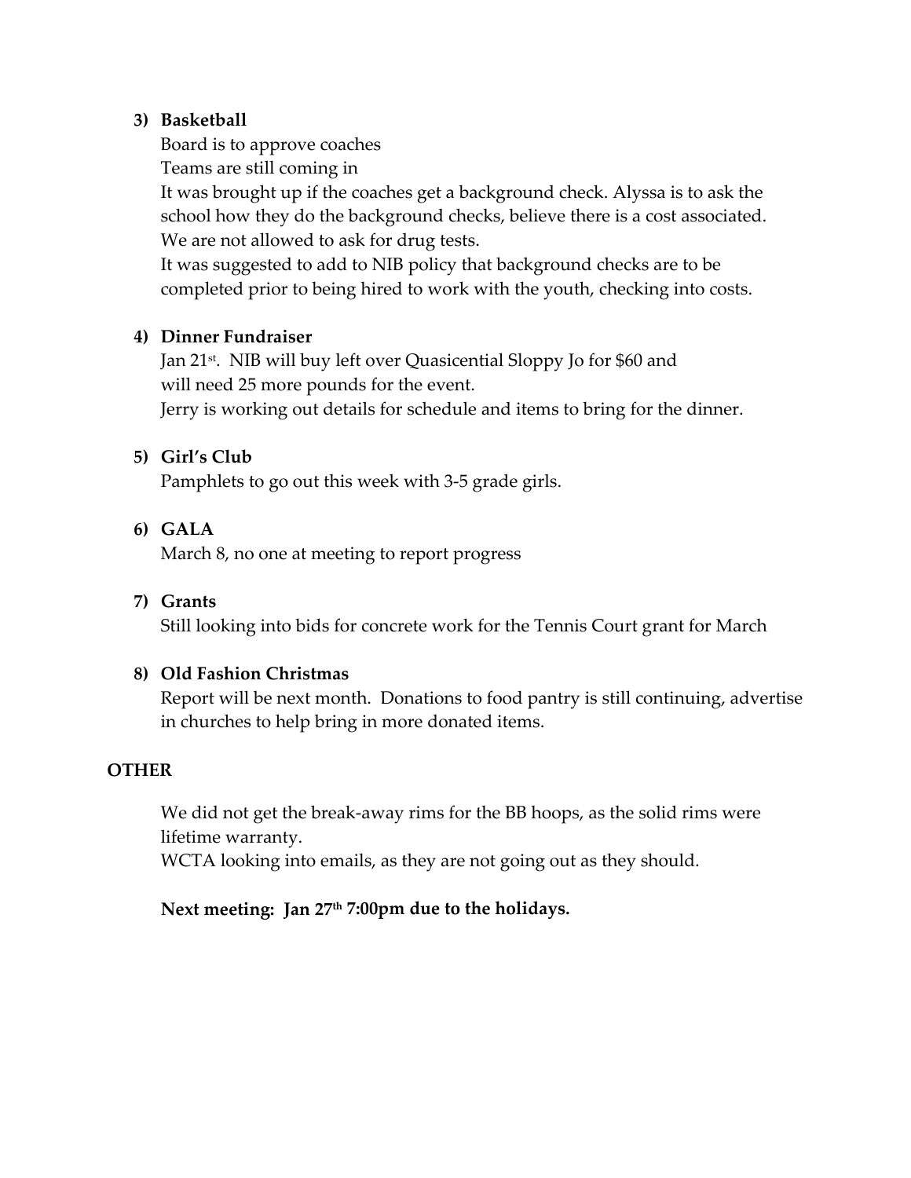3) **Basketball**

   Board is to approve coaches

   Teams are still coming in

   It was brought up if the coaches get a background check. Alyssa is to ask the school how they do the background checks, believe there is a cost associated. We are not allowed to ask for drug tests.

   It was suggested to add to NIB policy that background checks are to be completed prior to being hired to work with the youth, checking into costs.

4) **Dinner Fundraiser**

   Jan 21st. NIB will buy left over Quasicential Sloppy Jo for $60 and will need 25 more pounds for the event.

   Jerry is working out details for schedule and items to bring for the dinner.

5) **Girl's Club**

   Pamphlets to go out this week with 3-5 grade girls.

6) **GALA**

   March 8, no one at meeting to report progress

7) **Grants**

   Still looking into bids for concrete work for the Tennis Court grant for March

8) **Old Fashion Christmas**

   Report will be next month. Donations to food pantry is still continuing, advertise in churches to help bring in more donated items.

**OTHER**

We did not get the break-away rims for the BB hoops, as the solid rims were lifetime warranty.

WCTA looking into emails, as they are not going out as they should.

**Next meeting: Jan 27th 7:00pm due to the holidays.**